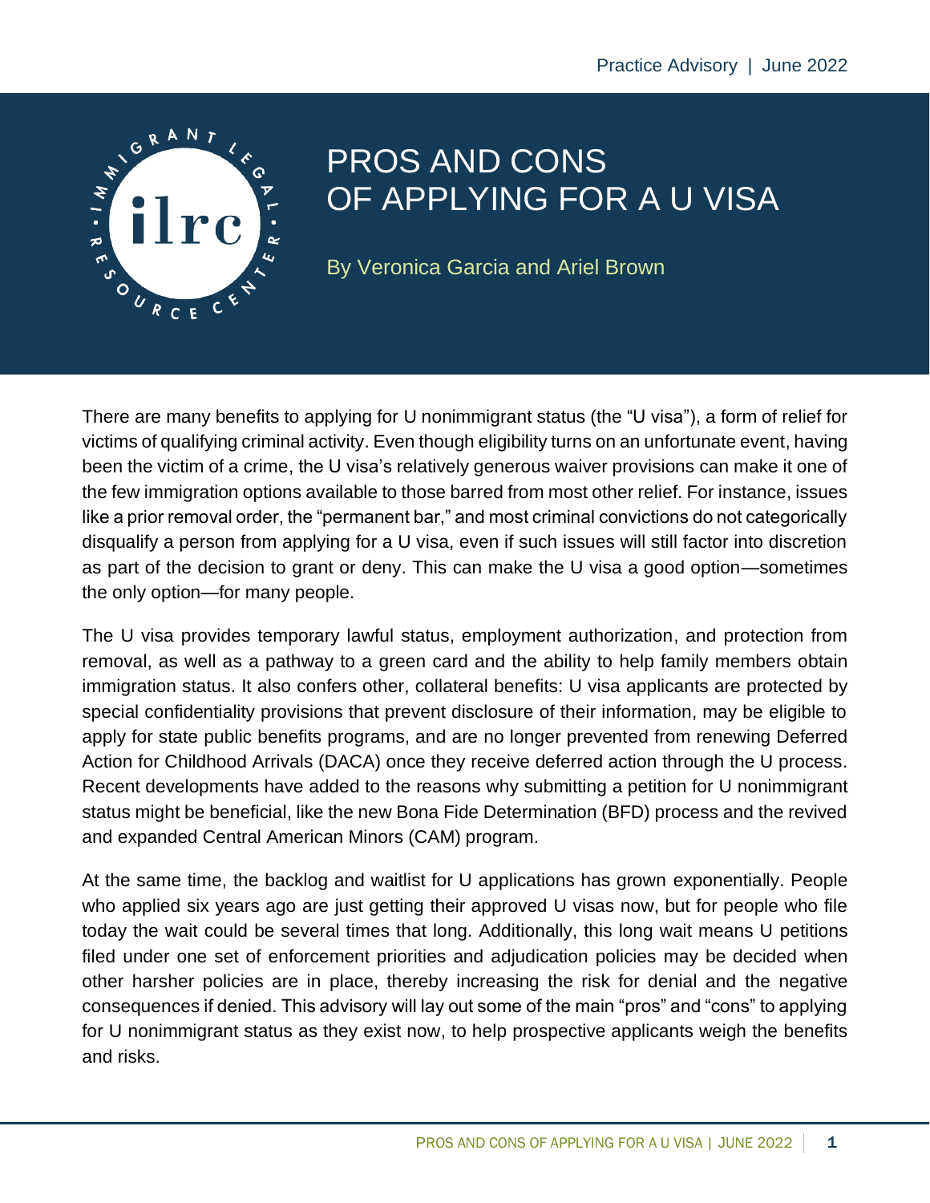Practice Advisory | June 2022

# PROS AND CONS OF APPLYING FOR A U VISA

By Veronica Garcia and Ariel Brown

There are many benefits to applying for U nonimmigrant status (the "U visa"), a form of relief for victims of qualifying criminal activity. Even though eligibility turns on an unfortunate event, having been the victim of a crime, the U visa's relatively generous waiver provisions can make it one of the few immigration options available to those barred from most other relief. For instance, issues like a prior removal order, the "permanent bar," and most criminal convictions do not categorically disqualify a person from applying for a U visa, even if such issues will still factor into discretion as part of the decision to grant or deny. This can make the U visa a good option—sometimes the only option—for many people.

The U visa provides temporary lawful status, employment authorization, and protection from removal, as well as a pathway to a green card and the ability to help family members obtain immigration status. It also confers other, collateral benefits: U visa applicants are protected by special confidentiality provisions that prevent disclosure of their information, may be eligible to apply for state public benefits programs, and are no longer prevented from renewing Deferred Action for Childhood Arrivals (DACA) once they receive deferred action through the U process. Recent developments have added to the reasons why submitting a petition for U nonimmigrant status might be beneficial, like the new Bona Fide Determination (BFD) process and the revived and expanded Central American Minors (CAM) program.

At the same time, the backlog and waitlist for U applications has grown exponentially. People who applied six years ago are just getting their approved U visas now, but for people who file today the wait could be several times that long. Additionally, this long wait means U petitions filed under one set of enforcement priorities and adjudication policies may be decided when other harsher policies are in place, thereby increasing the risk for denial and the negative consequences if denied. This advisory will lay out some of the main "pros" and "cons" to applying for U nonimmigrant status as they exist now, to help prospective applicants weigh the benefits and risks.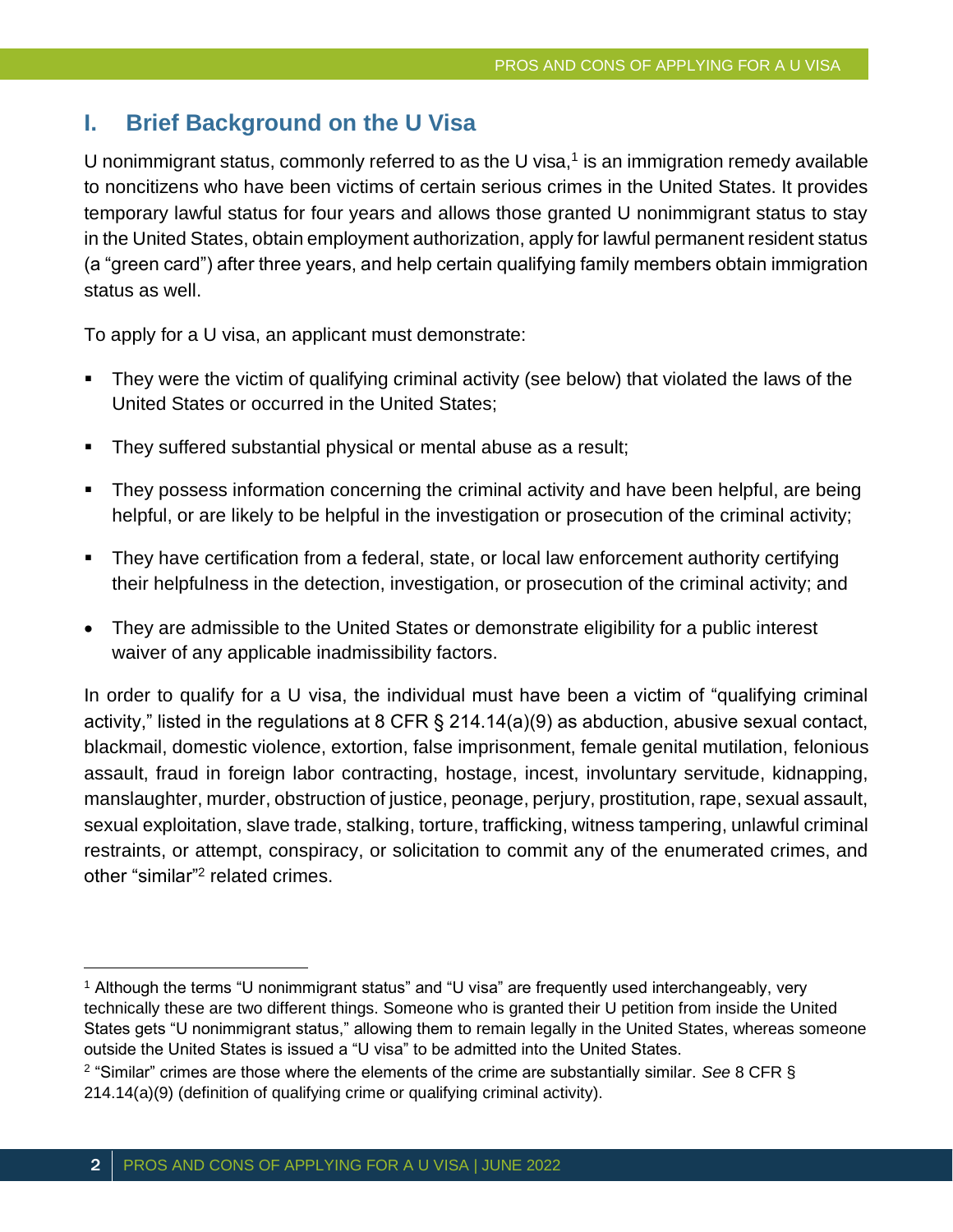## I. Brief Background on the U Visa

U nonimmigrant status, commonly referred to as the U visa,[1] is an immigration remedy available to noncitizens who have been victims of certain serious crimes in the United States. It provides temporary lawful status for four years and allows those granted U nonimmigrant status to stay in the United States, obtain employment authorization, apply for lawful permanent resident status (a "green card") after three years, and help certain qualifying family members obtain immigration status as well.

To apply for a U visa, an applicant must demonstrate:

- They were the victim of qualifying criminal activity (see below) that violated the laws of the United States or occurred in the United States;
- They suffered substantial physical or mental abuse as a result;
- They possess information concerning the criminal activity and have been helpful, are being helpful, or are likely to be helpful in the investigation or prosecution of the criminal activity;
- They have certification from a federal, state, or local law enforcement authority certifying their helpfulness in the detection, investigation, or prosecution of the criminal activity; and
- They are admissible to the United States or demonstrate eligibility for a public interest waiver of any applicable inadmissibility factors.

In order to qualify for a U visa, the individual must have been a victim of "qualifying criminal activity," listed in the regulations at 8 CFR § 214.14(a)(9) as abduction, abusive sexual contact, blackmail, domestic violence, extortion, false imprisonment, female genital mutilation, felonious assault, fraud in foreign labor contracting, hostage, incest, involuntary servitude, kidnapping, manslaughter, murder, obstruction of justice, peonage, perjury, prostitution, rape, sexual assault, sexual exploitation, slave trade, stalking, torture, trafficking, witness tampering, unlawful criminal restraints, or attempt, conspiracy, or solicitation to commit any of the enumerated crimes, and other "similar"[2] related crimes.

---

[1] Although the terms "U nonimmigrant status" and "U visa" are frequently used interchangeably, very technically these are two different things. Someone who is granted their U petition from inside the United States gets "U nonimmigrant status," allowing them to remain legally in the United States, whereas someone outside the United States is issued a "U visa" to be admitted into the United States.

[2] "Similar" crimes are those where the elements of the crime are substantially similar. *See* 8 CFR § 214.14(a)(9) (definition of qualifying crime or qualifying criminal activity).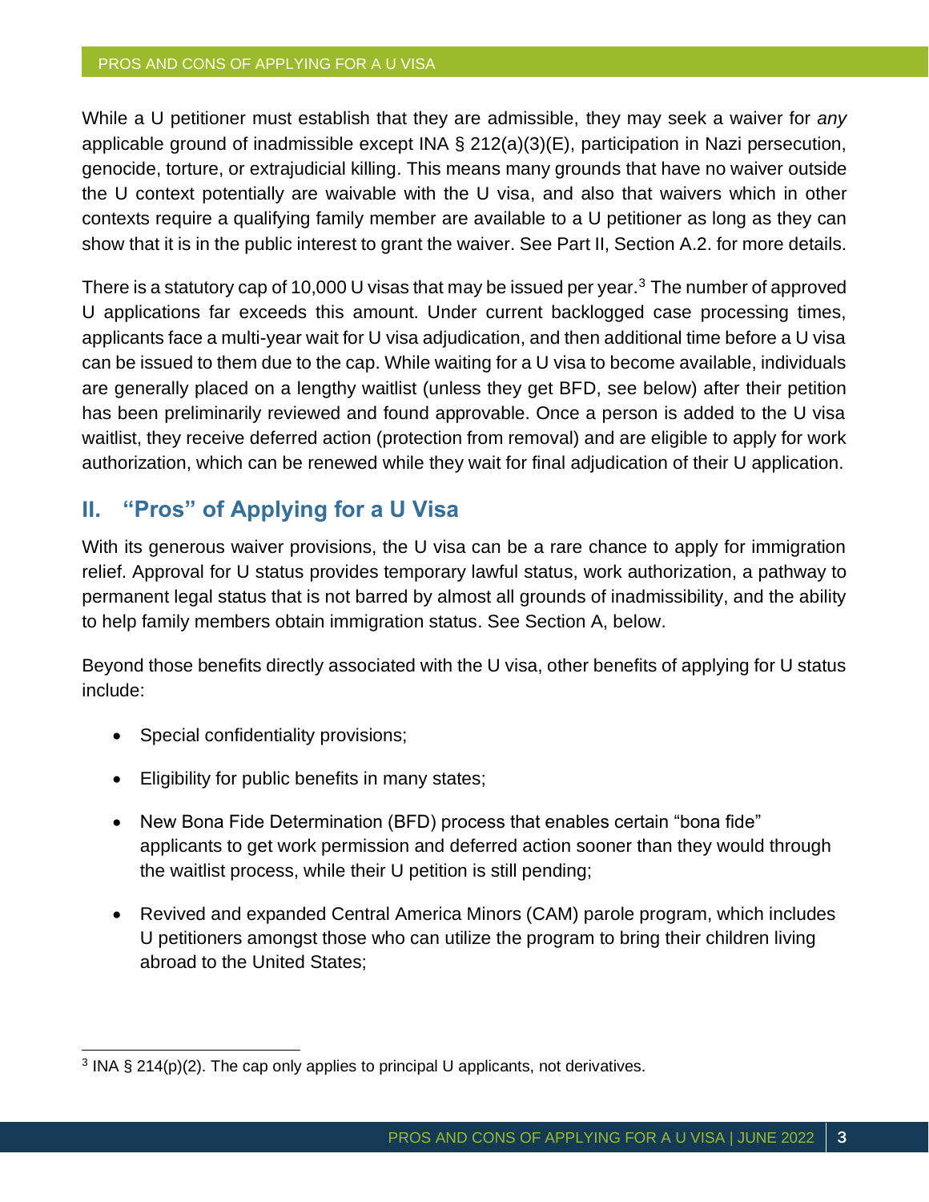While a U petitioner must establish that they are admissible, they may seek a waiver for *any* applicable ground of inadmissible except INA § 212(a)(3)(E), participation in Nazi persecution, genocide, torture, or extrajudicial killing. This means many grounds that have no waiver outside the U context potentially are waivable with the U visa, and also that waivers which in other contexts require a qualifying family member are available to a U petitioner as long as they can show that it is in the public interest to grant the waiver. See Part II, Section A.2. for more details.

There is a statutory cap of 10,000 U visas that may be issued per year.[3] The number of approved U applications far exceeds this amount. Under current backlogged case processing times, applicants face a multi-year wait for U visa adjudication, and then additional time before a U visa can be issued to them due to the cap. While waiting for a U visa to become available, individuals are generally placed on a lengthy waitlist (unless they get BFD, see below) after their petition has been preliminarily reviewed and found approvable. Once a person is added to the U visa waitlist, they receive deferred action (protection from removal) and are eligible to apply for work authorization, which can be renewed while they wait for final adjudication of their U application.

## II. "Pros" of Applying for a U Visa

With its generous waiver provisions, the U visa can be a rare chance to apply for immigration relief. Approval for U status provides temporary lawful status, work authorization, a pathway to permanent legal status that is not barred by almost all grounds of inadmissibility, and the ability to help family members obtain immigration status. See Section A, below.

Beyond those benefits directly associated with the U visa, other benefits of applying for U status include:

- Special confidentiality provisions;
- Eligibility for public benefits in many states;
- New Bona Fide Determination (BFD) process that enables certain "bona fide" applicants to get work permission and deferred action sooner than they would through the waitlist process, while their U petition is still pending;
- Revived and expanded Central America Minors (CAM) parole program, which includes U petitioners amongst those who can utilize the program to bring their children living abroad to the United States;

[3] INA § 214(p)(2). The cap only applies to principal U applicants, not derivatives.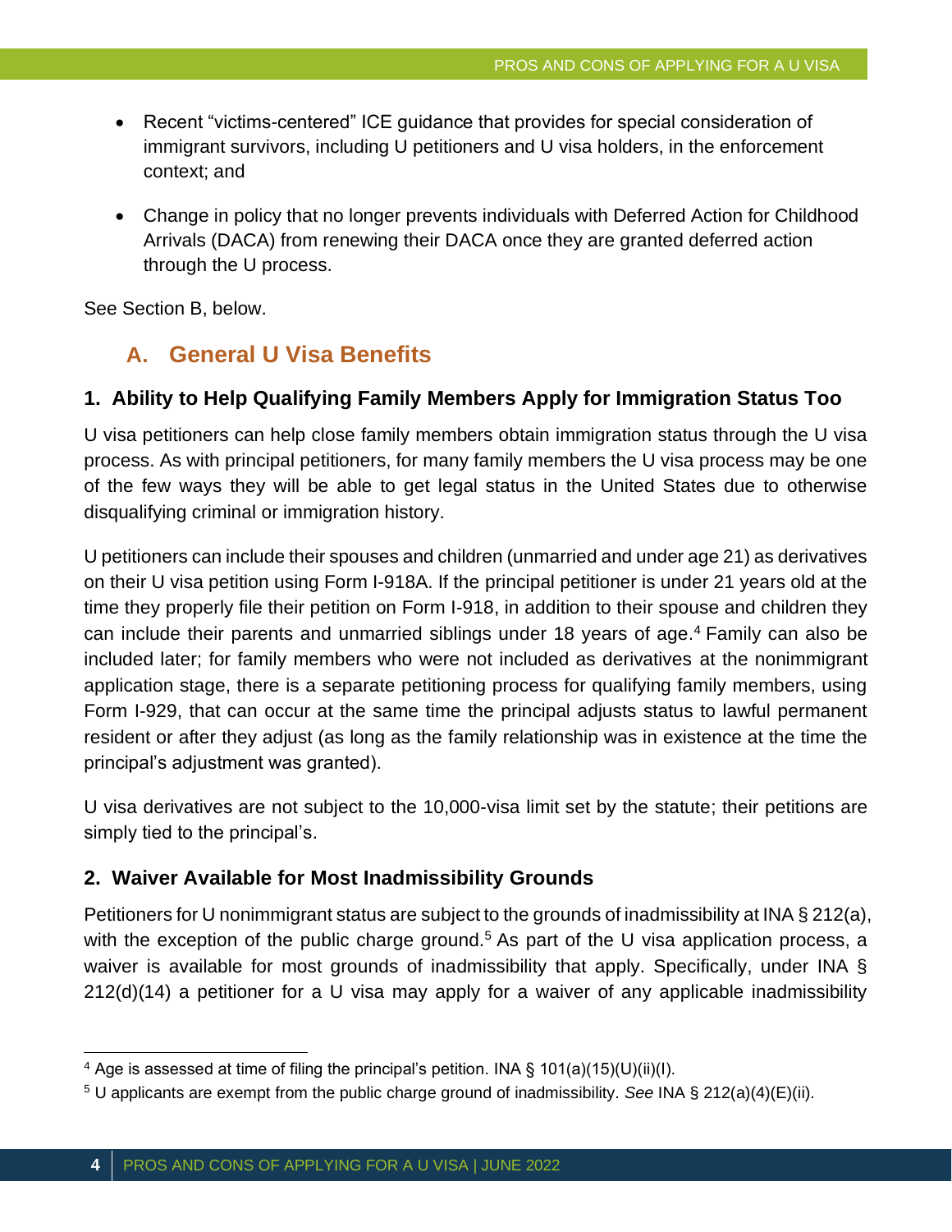- Recent "victims-centered" ICE guidance that provides for special consideration of immigrant survivors, including U petitioners and U visa holders, in the enforcement context; and

- Change in policy that no longer prevents individuals with Deferred Action for Childhood Arrivals (DACA) from renewing their DACA once they are granted deferred action through the U process.

See Section B, below.

## A. General U Visa Benefits

### 1. Ability to Help Qualifying Family Members Apply for Immigration Status Too

U visa petitioners can help close family members obtain immigration status through the U visa process. As with principal petitioners, for many family members the U visa process may be one of the few ways they will be able to get legal status in the United States due to otherwise disqualifying criminal or immigration history.

U petitioners can include their spouses and children (unmarried and under age 21) as derivatives on their U visa petition using Form I-918A. If the principal petitioner is under 21 years old at the time they properly file their petition on Form I-918, in addition to their spouse and children they can include their parents and unmarried siblings under 18 years of age.[4] Family can also be included later; for family members who were not included as derivatives at the nonimmigrant application stage, there is a separate petitioning process for qualifying family members, using Form I-929, that can occur at the same time the principal adjusts status to lawful permanent resident or after they adjust (as long as the family relationship was in existence at the time the principal's adjustment was granted).

U visa derivatives are not subject to the 10,000-visa limit set by the statute; their petitions are simply tied to the principal's.

### 2. Waiver Available for Most Inadmissibility Grounds

Petitioners for U nonimmigrant status are subject to the grounds of inadmissibility at INA § 212(a), with the exception of the public charge ground.[5] As part of the U visa application process, a waiver is available for most grounds of inadmissibility that apply. Specifically, under INA § 212(d)(14) a petitioner for a U visa may apply for a waiver of any applicable inadmissibility

---

[4] Age is assessed at time of filing the principal's petition. INA § 101(a)(15)(U)(ii)(I).

[5] U applicants are exempt from the public charge ground of inadmissibility. *See* INA § 212(a)(4)(E)(ii).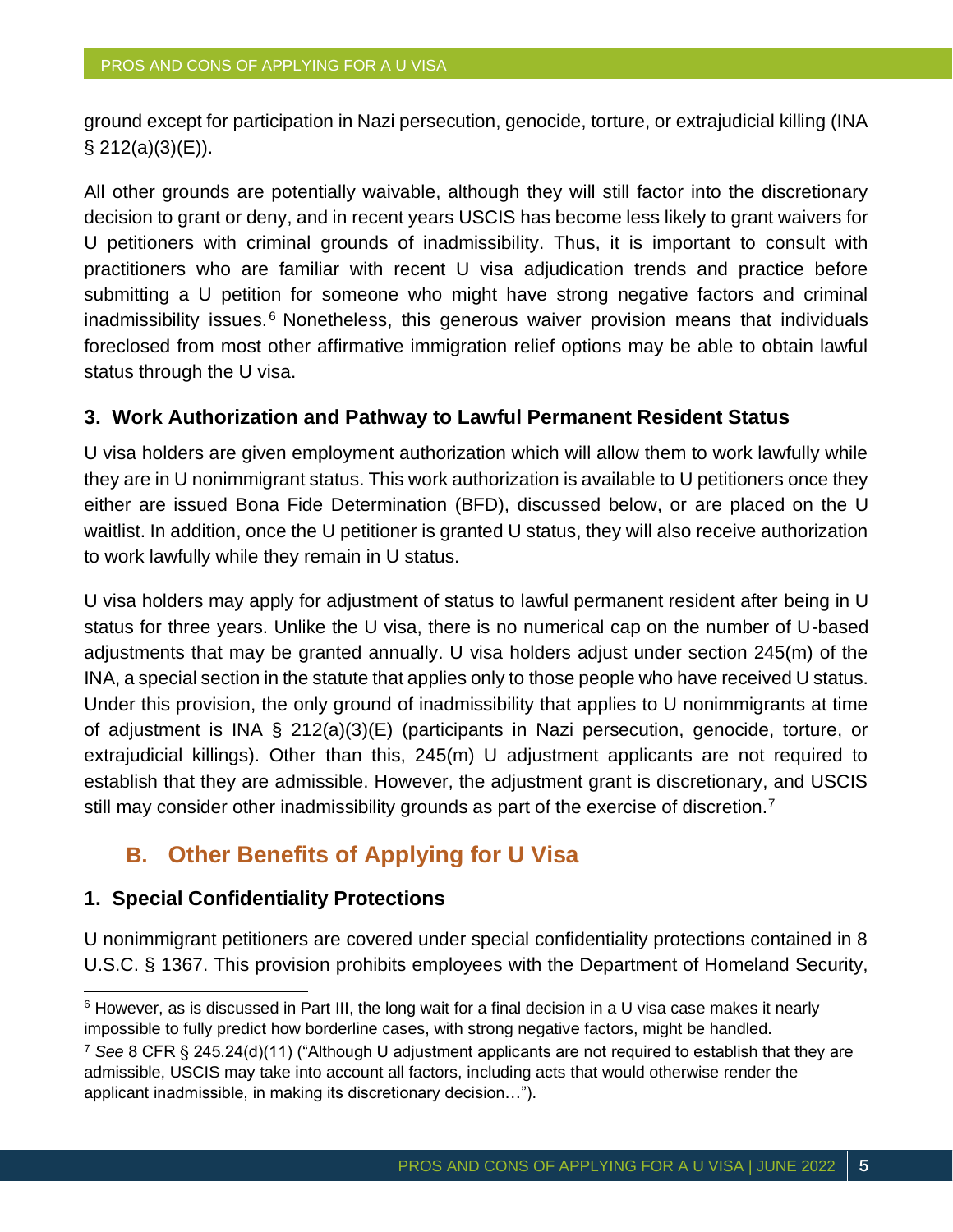ground except for participation in Nazi persecution, genocide, torture, or extrajudicial killing (INA § 212(a)(3)(E)).

All other grounds are potentially waivable, although they will still factor into the discretionary decision to grant or deny, and in recent years USCIS has become less likely to grant waivers for U petitioners with criminal grounds of inadmissibility. Thus, it is important to consult with practitioners who are familiar with recent U visa adjudication trends and practice before submitting a U petition for someone who might have strong negative factors and criminal inadmissibility issues.[6] Nonetheless, this generous waiver provision means that individuals foreclosed from most other affirmative immigration relief options may be able to obtain lawful status through the U visa.

### 3. Work Authorization and Pathway to Lawful Permanent Resident Status

U visa holders are given employment authorization which will allow them to work lawfully while they are in U nonimmigrant status. This work authorization is available to U petitioners once they either are issued Bona Fide Determination (BFD), discussed below, or are placed on the U waitlist. In addition, once the U petitioner is granted U status, they will also receive authorization to work lawfully while they remain in U status.

U visa holders may apply for adjustment of status to lawful permanent resident after being in U status for three years. Unlike the U visa, there is no numerical cap on the number of U-based adjustments that may be granted annually. U visa holders adjust under section 245(m) of the INA, a special section in the statute that applies only to those people who have received U status. Under this provision, the only ground of inadmissibility that applies to U nonimmigrants at time of adjustment is INA § 212(a)(3)(E) (participants in Nazi persecution, genocide, torture, or extrajudicial killings). Other than this, 245(m) U adjustment applicants are not required to establish that they are admissible. However, the adjustment grant is discretionary, and USCIS still may consider other inadmissibility grounds as part of the exercise of discretion.[7]

## B. Other Benefits of Applying for U Visa

### 1. Special Confidentiality Protections

U nonimmigrant petitioners are covered under special confidentiality protections contained in 8 U.S.C. § 1367. This provision prohibits employees with the Department of Homeland Security,

---

[6] However, as is discussed in Part III, the long wait for a final decision in a U visa case makes it nearly impossible to fully predict how borderline cases, with strong negative factors, might be handled.

[7] *See* 8 CFR § 245.24(d)(11) ("Although U adjustment applicants are not required to establish that they are admissible, USCIS may take into account all factors, including acts that would otherwise render the applicant inadmissible, in making its discretionary decision…").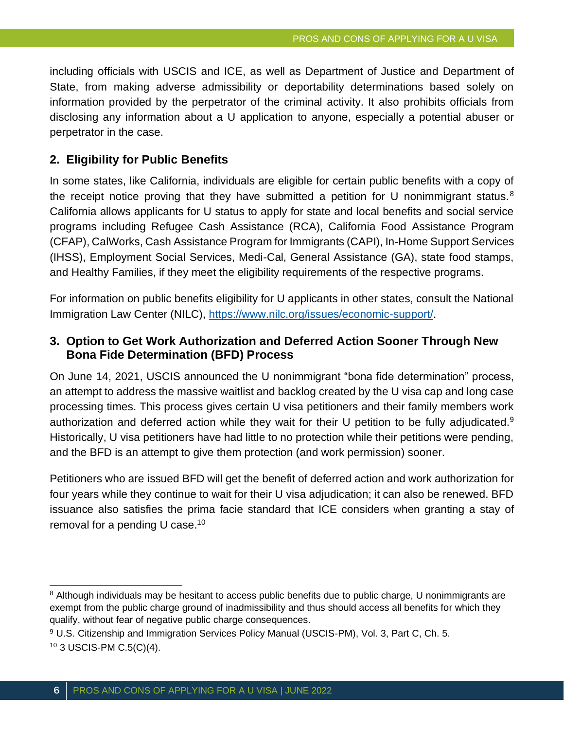including officials with USCIS and ICE, as well as Department of Justice and Department of State, from making adverse admissibility or deportability determinations based solely on information provided by the perpetrator of the criminal activity. It also prohibits officials from disclosing any information about a U application to anyone, especially a potential abuser or perpetrator in the case.

## 2. Eligibility for Public Benefits

In some states, like California, individuals are eligible for certain public benefits with a copy of the receipt notice proving that they have submitted a petition for U nonimmigrant status.[8] California allows applicants for U status to apply for state and local benefits and social service programs including Refugee Cash Assistance (RCA), California Food Assistance Program (CFAP), CalWorks, Cash Assistance Program for Immigrants (CAPI), In-Home Support Services (IHSS), Employment Social Services, Medi-Cal, General Assistance (GA), state food stamps, and Healthy Families, if they meet the eligibility requirements of the respective programs.

For information on public benefits eligibility for U applicants in other states, consult the National Immigration Law Center (NILC), https://www.nilc.org/issues/economic-support/.

## 3. Option to Get Work Authorization and Deferred Action Sooner Through New Bona Fide Determination (BFD) Process

On June 14, 2021, USCIS announced the U nonimmigrant "bona fide determination" process, an attempt to address the massive waitlist and backlog created by the U visa cap and long case processing times. This process gives certain U visa petitioners and their family members work authorization and deferred action while they wait for their U petition to be fully adjudicated.[9] Historically, U visa petitioners have had little to no protection while their petitions were pending, and the BFD is an attempt to give them protection (and work permission) sooner.

Petitioners who are issued BFD will get the benefit of deferred action and work authorization for four years while they continue to wait for their U visa adjudication; it can also be renewed. BFD issuance also satisfies the prima facie standard that ICE considers when granting a stay of removal for a pending U case.[10]

---

[8] Although individuals may be hesitant to access public benefits due to public charge, U nonimmigrants are exempt from the public charge ground of inadmissibility and thus should access all benefits for which they qualify, without fear of negative public charge consequences.

[9] U.S. Citizenship and Immigration Services Policy Manual (USCIS-PM), Vol. 3, Part C, Ch. 5.

[10] 3 USCIS-PM C.5(C)(4).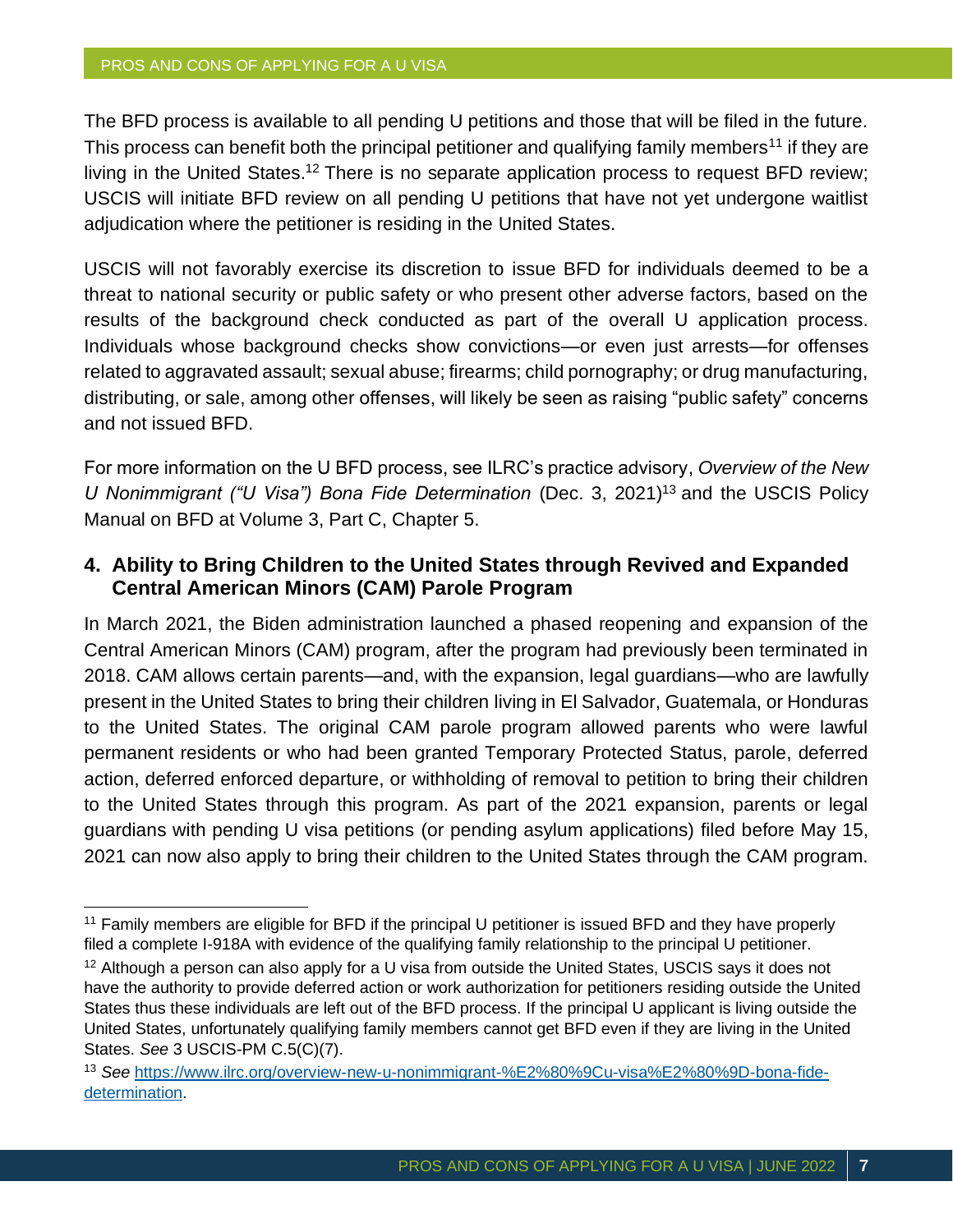The BFD process is available to all pending U petitions and those that will be filed in the future. This process can benefit both the principal petitioner and qualifying family members[11] if they are living in the United States.[12] There is no separate application process to request BFD review; USCIS will initiate BFD review on all pending U petitions that have not yet undergone waitlist adjudication where the petitioner is residing in the United States.

USCIS will not favorably exercise its discretion to issue BFD for individuals deemed to be a threat to national security or public safety or who present other adverse factors, based on the results of the background check conducted as part of the overall U application process. Individuals whose background checks show convictions—or even just arrests—for offenses related to aggravated assault; sexual abuse; firearms; child pornography; or drug manufacturing, distributing, or sale, among other offenses, will likely be seen as raising "public safety" concerns and not issued BFD.

For more information on the U BFD process, see ILRC's practice advisory, *Overview of the New U Nonimmigrant ("U Visa") Bona Fide Determination* (Dec. 3, 2021)[13] and the USCIS Policy Manual on BFD at Volume 3, Part C, Chapter 5.

### 4. Ability to Bring Children to the United States through Revived and Expanded Central American Minors (CAM) Parole Program

In March 2021, the Biden administration launched a phased reopening and expansion of the Central American Minors (CAM) program, after the program had previously been terminated in 2018. CAM allows certain parents—and, with the expansion, legal guardians—who are lawfully present in the United States to bring their children living in El Salvador, Guatemala, or Honduras to the United States. The original CAM parole program allowed parents who were lawful permanent residents or who had been granted Temporary Protected Status, parole, deferred action, deferred enforced departure, or withholding of removal to petition to bring their children to the United States through this program. As part of the 2021 expansion, parents or legal guardians with pending U visa petitions (or pending asylum applications) filed before May 15, 2021 can now also apply to bring their children to the United States through the CAM program.

---

[11] Family members are eligible for BFD if the principal U petitioner is issued BFD and they have properly filed a complete I-918A with evidence of the qualifying family relationship to the principal U petitioner.

[12] Although a person can also apply for a U visa from outside the United States, USCIS says it does not have the authority to provide deferred action or work authorization for petitioners residing outside the United States thus these individuals are left out of the BFD process. If the principal U applicant is living outside the United States, unfortunately qualifying family members cannot get BFD even if they are living in the United States. *See* 3 USCIS-PM C.5(C)(7).

[13] *See* https://www.ilrc.org/overview-new-u-nonimmigrant-%E2%80%9Cu-visa%E2%80%9D-bona-fide-determination.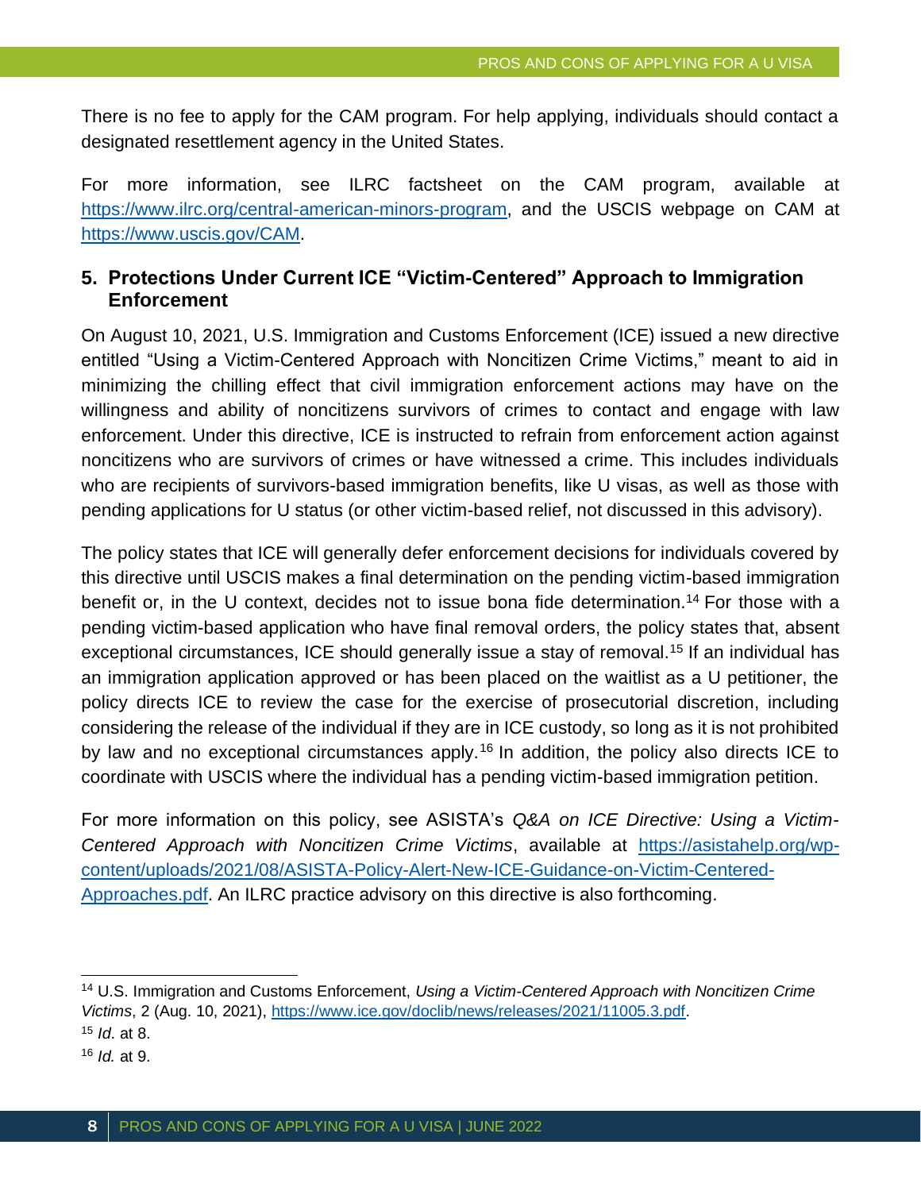There is no fee to apply for the CAM program. For help applying, individuals should contact a designated resettlement agency in the United States.

For more information, see ILRC factsheet on the CAM program, available at https://www.ilrc.org/central-american-minors-program, and the USCIS webpage on CAM at https://www.uscis.gov/CAM.

## 5. Protections Under Current ICE "Victim-Centered" Approach to Immigration Enforcement

On August 10, 2021, U.S. Immigration and Customs Enforcement (ICE) issued a new directive entitled "Using a Victim-Centered Approach with Noncitizen Crime Victims," meant to aid in minimizing the chilling effect that civil immigration enforcement actions may have on the willingness and ability of noncitizens survivors of crimes to contact and engage with law enforcement. Under this directive, ICE is instructed to refrain from enforcement action against noncitizens who are survivors of crimes or have witnessed a crime. This includes individuals who are recipients of survivors-based immigration benefits, like U visas, as well as those with pending applications for U status (or other victim-based relief, not discussed in this advisory).

The policy states that ICE will generally defer enforcement decisions for individuals covered by this directive until USCIS makes a final determination on the pending victim-based immigration benefit or, in the U context, decides not to issue bona fide determination.[14] For those with a pending victim-based application who have final removal orders, the policy states that, absent exceptional circumstances, ICE should generally issue a stay of removal.[15] If an individual has an immigration application approved or has been placed on the waitlist as a U petitioner, the policy directs ICE to review the case for the exercise of prosecutorial discretion, including considering the release of the individual if they are in ICE custody, so long as it is not prohibited by law and no exceptional circumstances apply.[16] In addition, the policy also directs ICE to coordinate with USCIS where the individual has a pending victim-based immigration petition.

For more information on this policy, see ASISTA's *Q&A on ICE Directive: Using a Victim-Centered Approach with Noncitizen Crime Victims*, available at https://asistahelp.org/wp-content/uploads/2021/08/ASISTA-Policy-Alert-New-ICE-Guidance-on-Victim-Centered-Approaches.pdf. An ILRC practice advisory on this directive is also forthcoming.

---

[14] U.S. Immigration and Customs Enforcement, *Using a Victim-Centered Approach with Noncitizen Crime Victims*, 2 (Aug. 10, 2021), https://www.ice.gov/doclib/news/releases/2021/11005.3.pdf.

[15] *Id*. at 8.

[16] *Id.* at 9.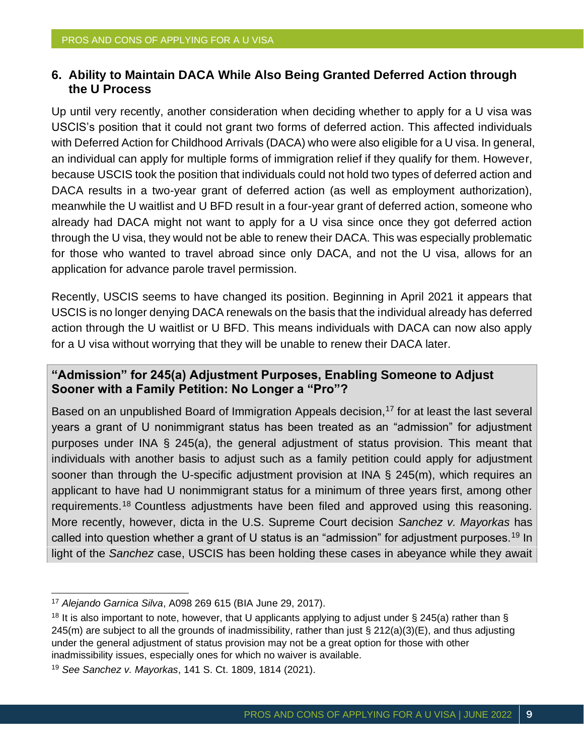### 6. Ability to Maintain DACA While Also Being Granted Deferred Action through the U Process

Up until very recently, another consideration when deciding whether to apply for a U visa was USCIS's position that it could not grant two forms of deferred action. This affected individuals with Deferred Action for Childhood Arrivals (DACA) who were also eligible for a U visa. In general, an individual can apply for multiple forms of immigration relief if they qualify for them. However, because USCIS took the position that individuals could not hold two types of deferred action and DACA results in a two-year grant of deferred action (as well as employment authorization), meanwhile the U waitlist and U BFD result in a four-year grant of deferred action, someone who already had DACA might not want to apply for a U visa since once they got deferred action through the U visa, they would not be able to renew their DACA. This was especially problematic for those who wanted to travel abroad since only DACA, and not the U visa, allows for an application for advance parole travel permission.

Recently, USCIS seems to have changed its position. Beginning in April 2021 it appears that USCIS is no longer denying DACA renewals on the basis that the individual already has deferred action through the U waitlist or U BFD. This means individuals with DACA can now also apply for a U visa without worrying that they will be unable to renew their DACA later.

**"Admission" for 245(a) Adjustment Purposes, Enabling Someone to Adjust Sooner with a Family Petition: No Longer a "Pro"?**

Based on an unpublished Board of Immigration Appeals decision,[17] for at least the last several years a grant of U nonimmigrant status has been treated as an "admission" for adjustment purposes under INA § 245(a), the general adjustment of status provision. This meant that individuals with another basis to adjust such as a family petition could apply for adjustment sooner than through the U-specific adjustment provision at INA § 245(m), which requires an applicant to have had U nonimmigrant status for a minimum of three years first, among other requirements.[18] Countless adjustments have been filed and approved using this reasoning. More recently, however, dicta in the U.S. Supreme Court decision *Sanchez v. Mayorkas* has called into question whether a grant of U status is an "admission" for adjustment purposes.[19] In light of the *Sanchez* case, USCIS has been holding these cases in abeyance while they await

---

[17] *Alejandro Garnica Silva*, A098 269 615 (BIA June 29, 2017).

[18] It is also important to note, however, that U applicants applying to adjust under § 245(a) rather than § 245(m) are subject to all the grounds of inadmissibility, rather than just § 212(a)(3)(E), and thus adjusting under the general adjustment of status provision may not be a great option for those with other inadmissibility issues, especially ones for which no waiver is available.

[19] *See Sanchez v. Mayorkas*, 141 S. Ct. 1809, 1814 (2021).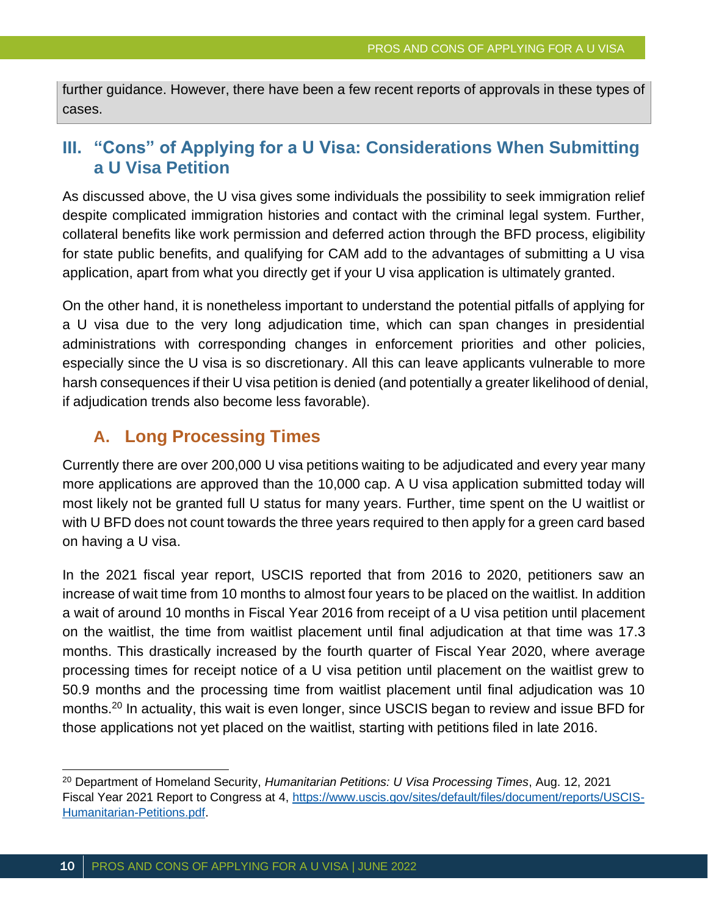further guidance. However, there have been a few recent reports of approvals in these types of cases.

## III. "Cons" of Applying for a U Visa: Considerations When Submitting a U Visa Petition

As discussed above, the U visa gives some individuals the possibility to seek immigration relief despite complicated immigration histories and contact with the criminal legal system. Further, collateral benefits like work permission and deferred action through the BFD process, eligibility for state public benefits, and qualifying for CAM add to the advantages of submitting a U visa application, apart from what you directly get if your U visa application is ultimately granted.

On the other hand, it is nonetheless important to understand the potential pitfalls of applying for a U visa due to the very long adjudication time, which can span changes in presidential administrations with corresponding changes in enforcement priorities and other policies, especially since the U visa is so discretionary. All this can leave applicants vulnerable to more harsh consequences if their U visa petition is denied (and potentially a greater likelihood of denial, if adjudication trends also become less favorable).

### A. Long Processing Times

Currently there are over 200,000 U visa petitions waiting to be adjudicated and every year many more applications are approved than the 10,000 cap. A U visa application submitted today will most likely not be granted full U status for many years. Further, time spent on the U waitlist or with U BFD does not count towards the three years required to then apply for a green card based on having a U visa.

In the 2021 fiscal year report, USCIS reported that from 2016 to 2020, petitioners saw an increase of wait time from 10 months to almost four years to be placed on the waitlist. In addition a wait of around 10 months in Fiscal Year 2016 from receipt of a U visa petition until placement on the waitlist, the time from waitlist placement until final adjudication at that time was 17.3 months. This drastically increased by the fourth quarter of Fiscal Year 2020, where average processing times for receipt notice of a U visa petition until placement on the waitlist grew to 50.9 months and the processing time from waitlist placement until final adjudication was 10 months.[20] In actuality, this wait is even longer, since USCIS began to review and issue BFD for those applications not yet placed on the waitlist, starting with petitions filed in late 2016.

[20] Department of Homeland Security, *Humanitarian Petitions: U Visa Processing Times*, Aug. 12, 2021 Fiscal Year 2021 Report to Congress at 4, https://www.uscis.gov/sites/default/files/document/reports/USCIS-Humanitarian-Petitions.pdf.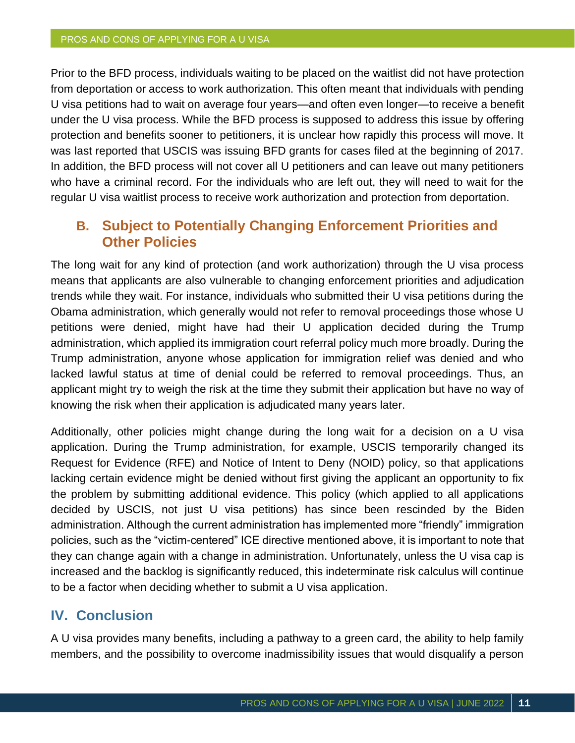Prior to the BFD process, individuals waiting to be placed on the waitlist did not have protection from deportation or access to work authorization. This often meant that individuals with pending U visa petitions had to wait on average four years—and often even longer—to receive a benefit under the U visa process. While the BFD process is supposed to address this issue by offering protection and benefits sooner to petitioners, it is unclear how rapidly this process will move. It was last reported that USCIS was issuing BFD grants for cases filed at the beginning of 2017. In addition, the BFD process will not cover all U petitioners and can leave out many petitioners who have a criminal record. For the individuals who are left out, they will need to wait for the regular U visa waitlist process to receive work authorization and protection from deportation.

### B. Subject to Potentially Changing Enforcement Priorities and Other Policies

The long wait for any kind of protection (and work authorization) through the U visa process means that applicants are also vulnerable to changing enforcement priorities and adjudication trends while they wait. For instance, individuals who submitted their U visa petitions during the Obama administration, which generally would not refer to removal proceedings those whose U petitions were denied, might have had their U application decided during the Trump administration, which applied its immigration court referral policy much more broadly. During the Trump administration, anyone whose application for immigration relief was denied and who lacked lawful status at time of denial could be referred to removal proceedings. Thus, an applicant might try to weigh the risk at the time they submit their application but have no way of knowing the risk when their application is adjudicated many years later.

Additionally, other policies might change during the long wait for a decision on a U visa application. During the Trump administration, for example, USCIS temporarily changed its Request for Evidence (RFE) and Notice of Intent to Deny (NOID) policy, so that applications lacking certain evidence might be denied without first giving the applicant an opportunity to fix the problem by submitting additional evidence. This policy (which applied to all applications decided by USCIS, not just U visa petitions) has since been rescinded by the Biden administration. Although the current administration has implemented more "friendly" immigration policies, such as the "victim-centered" ICE directive mentioned above, it is important to note that they can change again with a change in administration. Unfortunately, unless the U visa cap is increased and the backlog is significantly reduced, this indeterminate risk calculus will continue to be a factor when deciding whether to submit a U visa application.

## IV. Conclusion

A U visa provides many benefits, including a pathway to a green card, the ability to help family members, and the possibility to overcome inadmissibility issues that would disqualify a person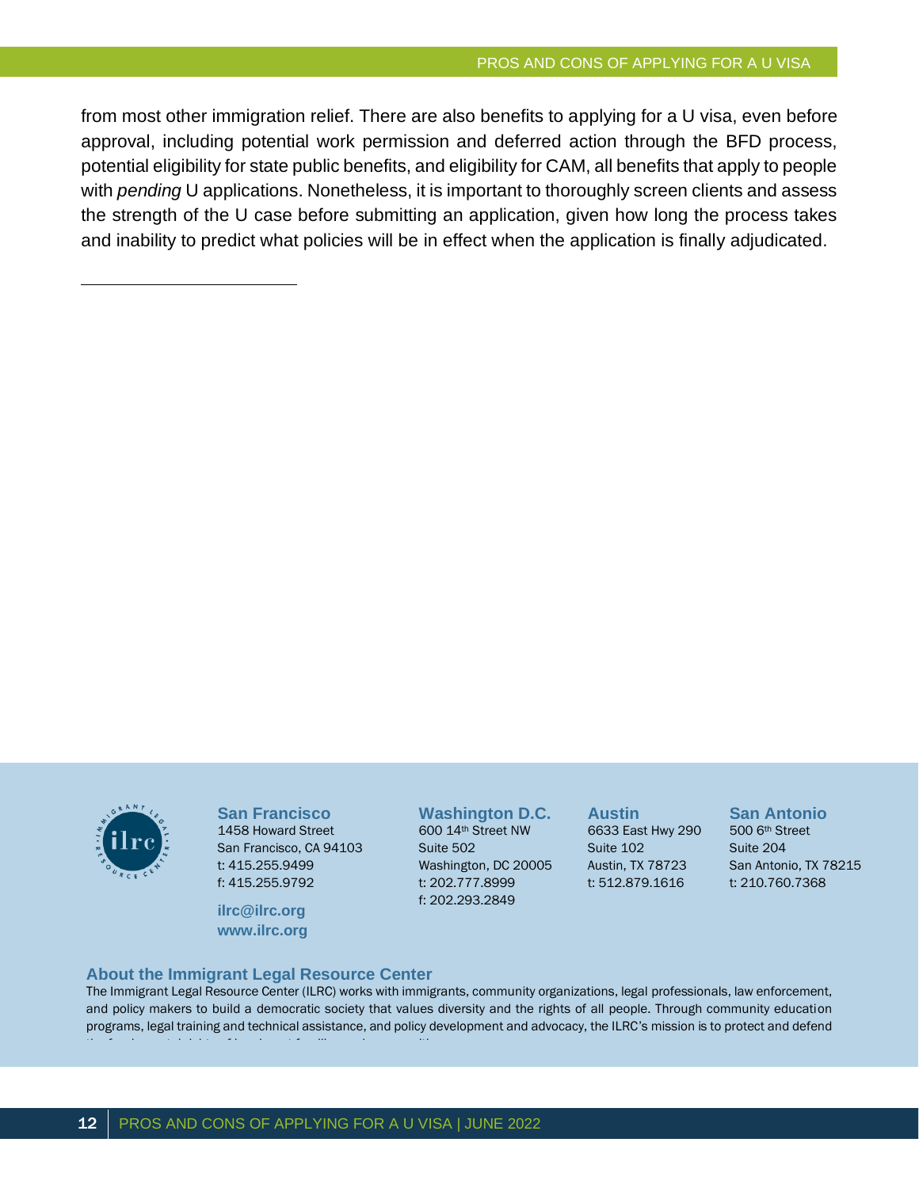from most other immigration relief. There are also benefits to applying for a U visa, even before approval, including potential work permission and deferred action through the BFD process, potential eligibility for state public benefits, and eligibility for CAM, all benefits that apply to people with *pending* U applications. Nonetheless, it is important to thoroughly screen clients and assess the strength of the U case before submitting an application, given how long the process takes and inability to predict what policies will be in effect when the application is finally adjudicated.

---

**San Francisco**
1458 Howard Street
San Francisco, CA 94103
t: 415.255.9499
f: 415.255.9792

**ilrc@ilrc.org**
**www.ilrc.org**

**Washington D.C.**
600 14th Street NW
Suite 502
Washington, DC 20005
t: 202.777.8999
f: 202.293.2849

**Austin**
6633 East Hwy 290
Suite 102
Austin, TX 78723
t: 512.879.1616

**San Antonio**
500 6th Street
Suite 204
San Antonio, TX 78215
t: 210.760.7368

### About the Immigrant Legal Resource Center

The Immigrant Legal Resource Center (ILRC) works with immigrants, community organizations, legal professionals, law enforcement, and policy makers to build a democratic society that values diversity and the rights of all people. Through community education programs, legal training and technical assistance, and policy development and advocacy, the ILRC's mission is to protect and defend the fundamental rights of immigrant families and communities.